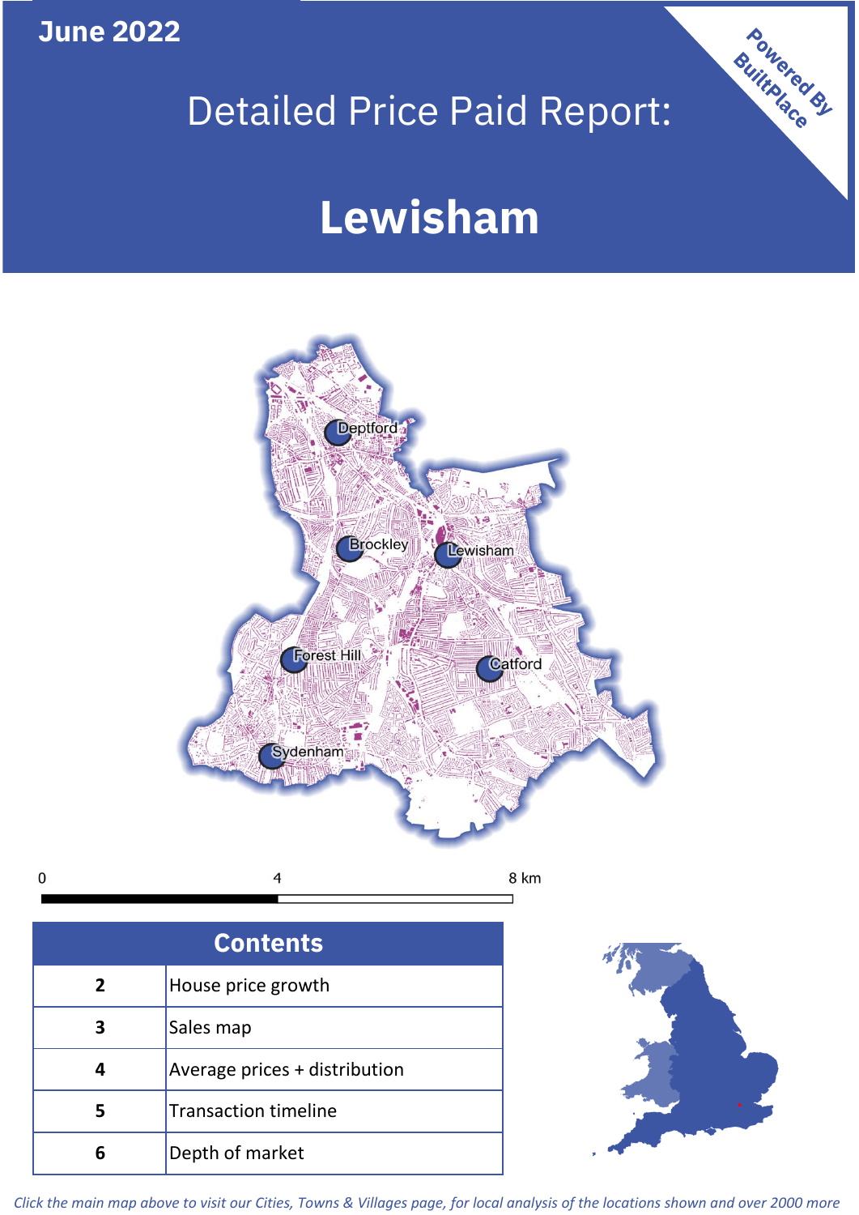June 2022

# Detailed Price Paid Report:

# Lewisham

Powered By BuiltPlace

Deptford
Brockley
Lewisham
Forest Hill
Catford
Sydenham

0 4 8 km

| Contents | |
|---|---|
| 2 | House price growth |
| 3 | Sales map |
| 4 | Average prices + distribution |
| 5 | Transaction timeline |
| 6 | Depth of market |

*Click the main map above to visit our Cities, Towns & Villages page, for local analysis of the locations shown and over 2000 more*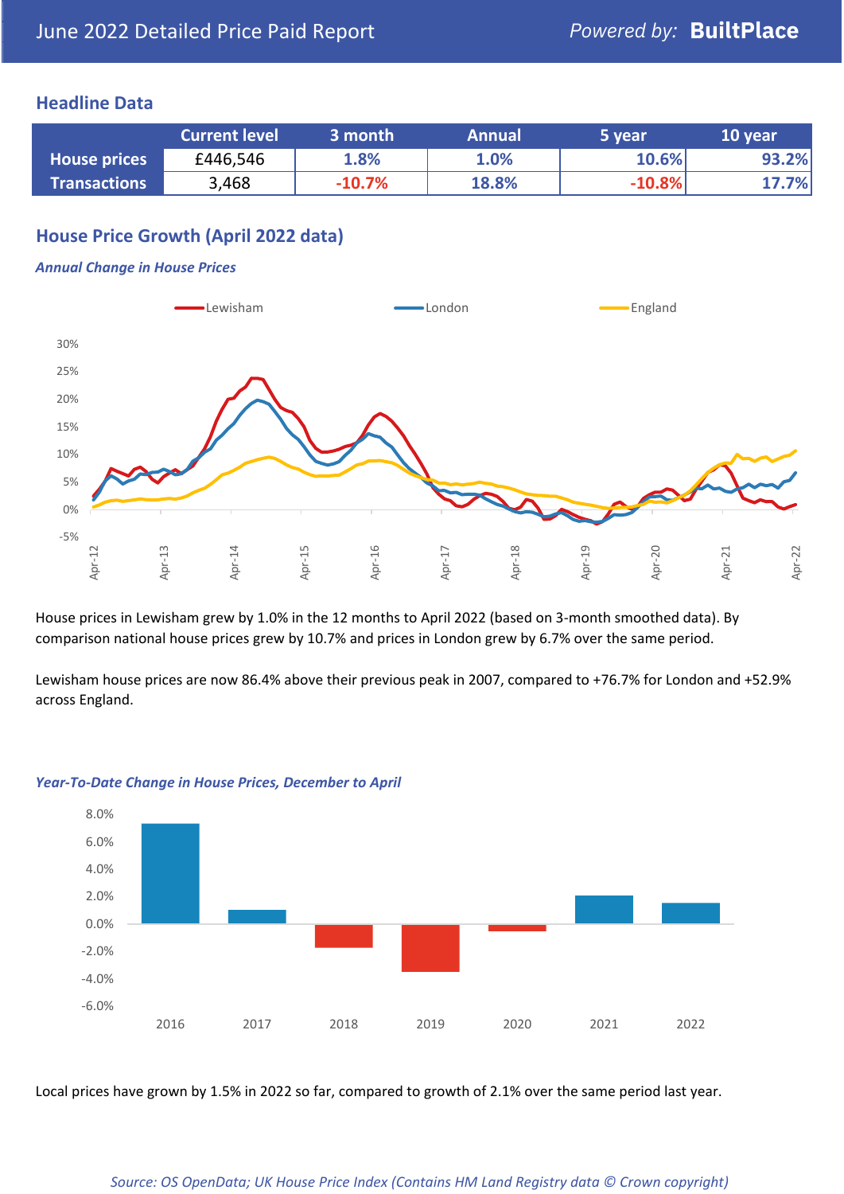# June 2022 Detailed Price Paid Report

Powered by: **BuiltPlace**

## Headline Data

| | Current level | 3 month | Annual | 5 year | 10 year |
|---|---|---|---|---|---|
| **House prices** | £446,546 | 1.8% | 1.0% | 10.6% | 93.2% |
| **Transactions** | 3,468 | -10.7% | 18.8% | -10.8% | 17.7% |

## House Price Growth (April 2022 data)

***Annual Change in House Prices***

House prices in Lewisham grew by 1.0% in the 12 months to April 2022 (based on 3-month smoothed data). By comparison national house prices grew by 10.7% and prices in London grew by 6.7% over the same period.

Lewisham house prices are now 86.4% above their previous peak in 2007, compared to +76.7% for London and +52.9% across England.

***Year-To-Date Change in House Prices, December to April***

Local prices have grown by 1.5% in 2022 so far, compared to growth of 2.1% over the same period last year.

*Source: OS OpenData; UK House Price Index (Contains HM Land Registry data © Crown copyright)*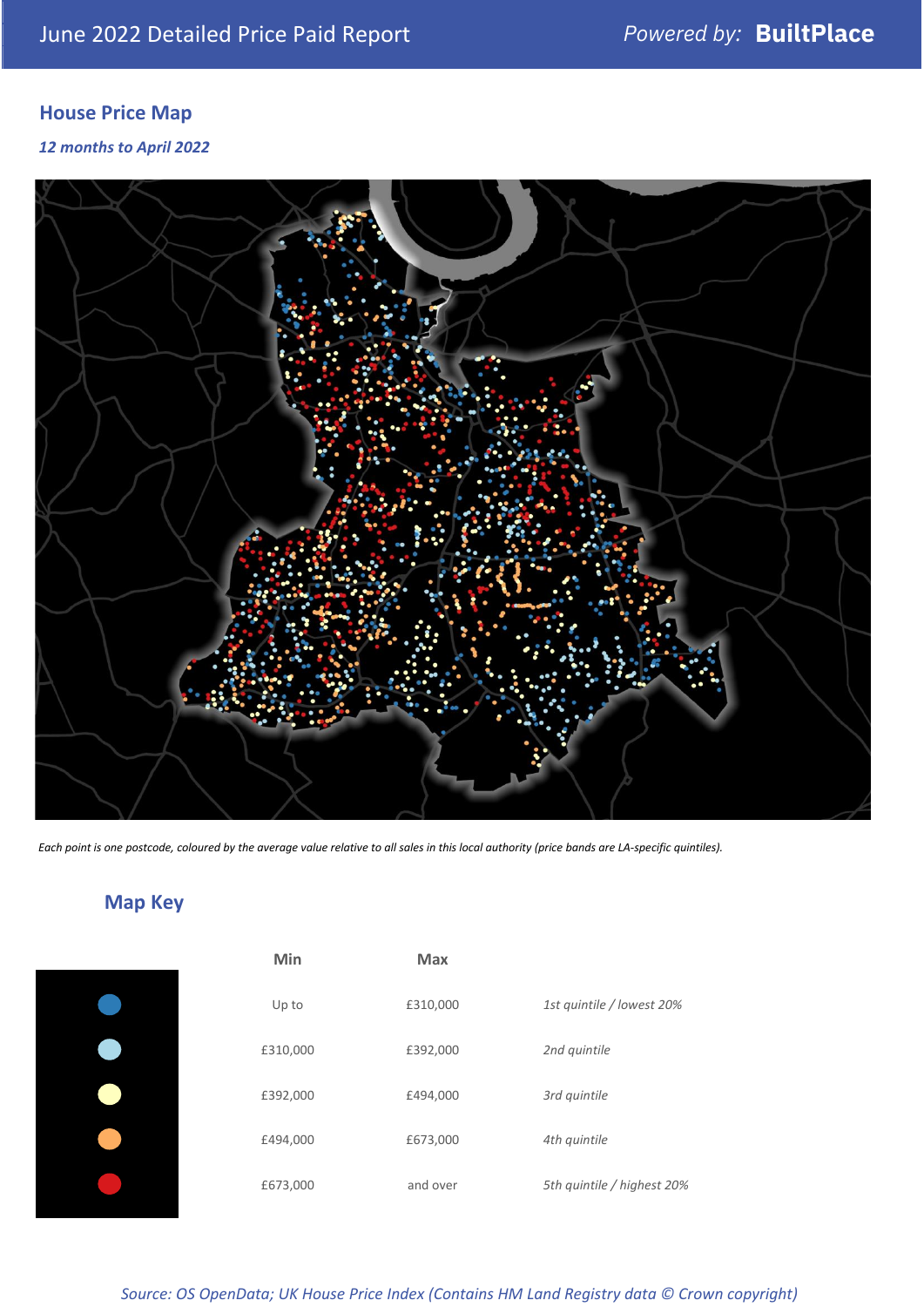## House Price Map

*12 months to April 2022*

*Each point is one postcode, coloured by the average value relative to all sales in this local authority (price bands are LA-specific quintiles).*

## Map Key

| | Min | Max | |
|---|---|---|---|
| Dark blue | Up to | £310,000 | *1st quintile / lowest 20%* |
| Light blue | £310,000 | £392,000 | *2nd quintile* |
| Pale yellow | £392,000 | £494,000 | *3rd quintile* |
| Orange | £494,000 | £673,000 | *4th quintile* |
| Red | £673,000 | and over | *5th quintile / highest 20%* |

*Source: OS OpenData; UK House Price Index (Contains HM Land Registry data © Crown copyright)*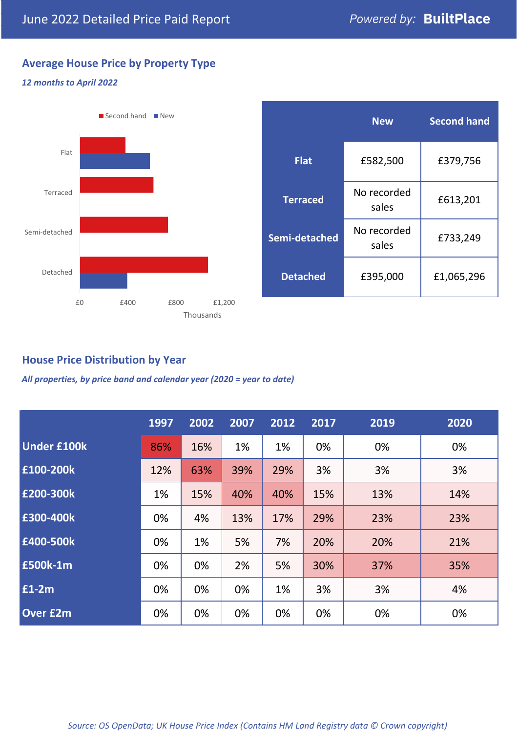# June 2022 Detailed Price Paid Report

*Powered by:* **BuiltPlace**

## Average House Price by Property Type

***12 months to April 2022***

| | New | Second hand |
|---|---|---|
| **Flat** | £582,500 | £379,756 |
| **Terraced** | No recorded sales | £613,201 |
| **Semi-detached** | No recorded sales | £733,249 |
| **Detached** | £395,000 | £1,065,296 |

## House Price Distribution by Year

***All properties, by price band and calendar year (2020 = year to date)***

| | 1997 | 2002 | 2007 | 2012 | 2017 | 2019 | 2020 |
|---|---|---|---|---|---|---|---|
| **Under £100k** | 86% | 16% | 1% | 1% | 0% | 0% | 0% |
| **£100-200k** | 12% | 63% | 39% | 29% | 3% | 3% | 3% |
| **£200-300k** | 1% | 15% | 40% | 40% | 15% | 13% | 14% |
| **£300-400k** | 0% | 4% | 13% | 17% | 29% | 23% | 23% |
| **£400-500k** | 0% | 1% | 5% | 7% | 20% | 20% | 21% |
| **£500k-1m** | 0% | 0% | 2% | 5% | 30% | 37% | 35% |
| **£1-2m** | 0% | 0% | 0% | 1% | 3% | 3% | 4% |
| **Over £2m** | 0% | 0% | 0% | 0% | 0% | 0% | 0% |

*Source: OS OpenData; UK House Price Index (Contains HM Land Registry data © Crown copyright)*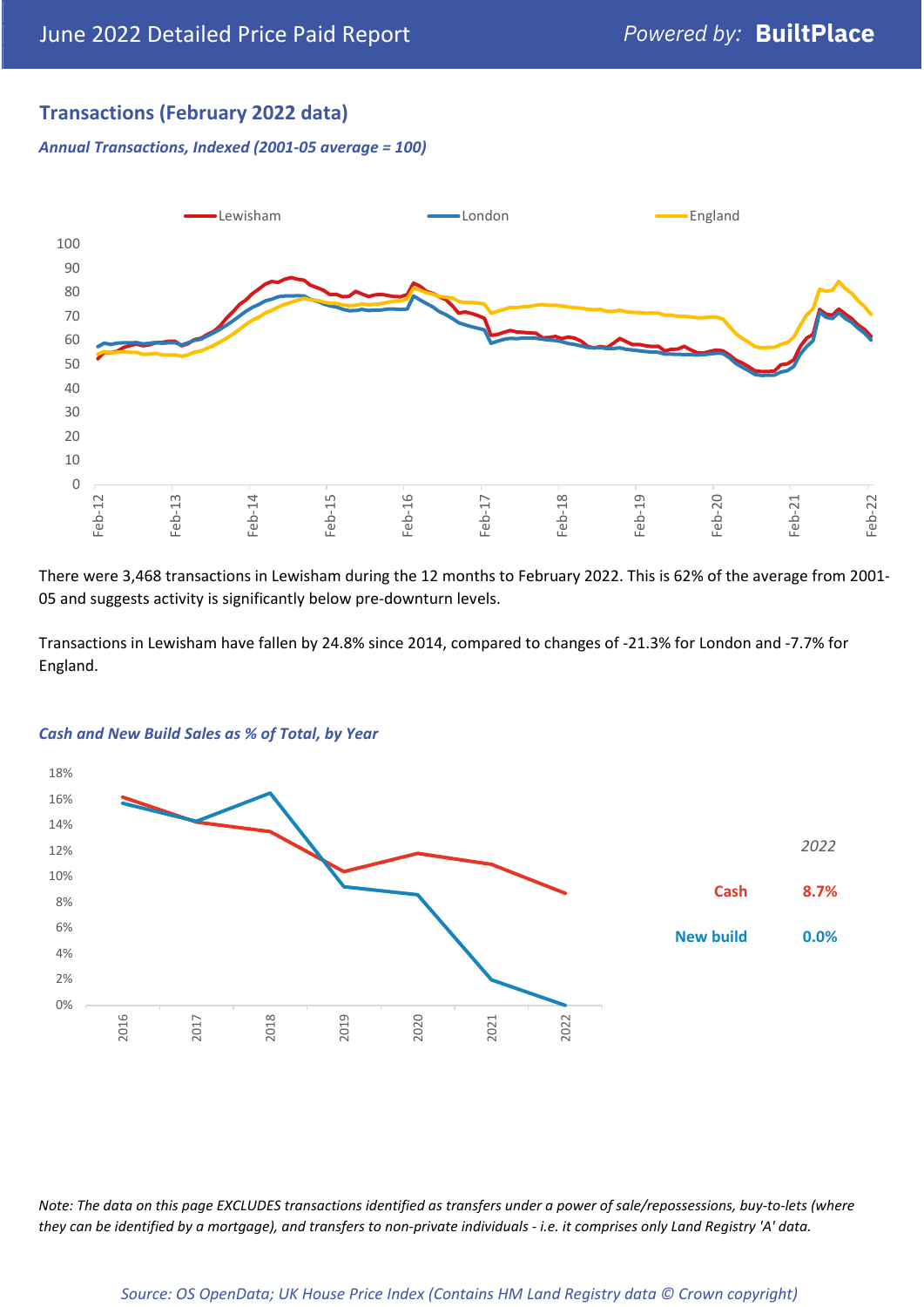## Transactions (February 2022 data)

*Annual Transactions, Indexed (2001-05 average = 100)*

There were 3,468 transactions in Lewisham during the 12 months to February 2022. This is 62% of the average from 2001-05 and suggests activity is significantly below pre-downturn levels.

Transactions in Lewisham have fallen by 24.8% since 2014, compared to changes of -21.3% for London and -7.7% for England.

*Cash and New Build Sales as % of Total, by Year*

| 2022 | |
|---|---|
| Cash | 8.7% |
| New build | 0.0% |

*Note: The data on this page EXCLUDES transactions identified as transfers under a power of sale/repossessions, buy-to-lets (where they can be identified by a mortgage), and transfers to non-private individuals - i.e. it comprises only Land Registry 'A' data.*

*Source: OS OpenData; UK House Price Index (Contains HM Land Registry data © Crown copyright)*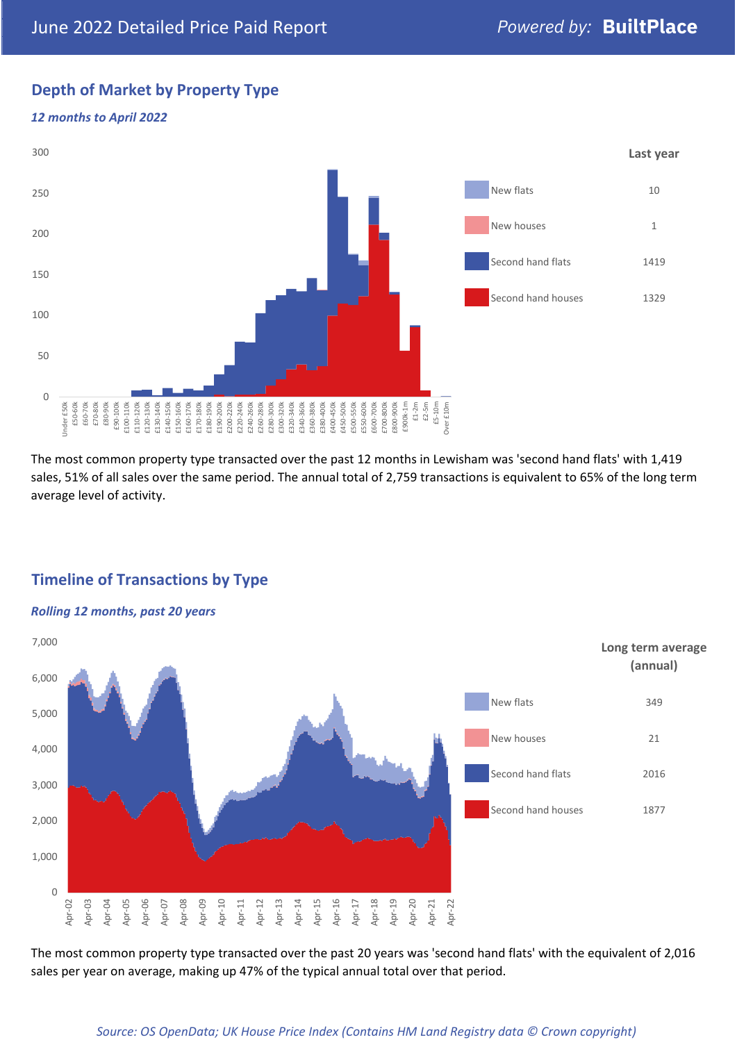June 2022 Detailed Price Paid Report

Powered by: **BuiltPlace**

## Depth of Market by Property Type

*12 months to April 2022*

300
250
200
150
100
50
0

Under £50k, £50-60k, £60-70k, £70-80k, £80-90k, £90-100k, £100-110k, £110-120k, £120-130k, £130-140k, £140-150k, £150-160k, £160-170k, £170-180k, £180-190k, £190-200k, £200-220k, £220-240k, £240-260k, £260-280k, £280-300k, £300-320k, £320-340k, £340-360k, £360-380k, £380-400k, £400-450k, £450-500k, £500-550k, £550-600k, £600-700k, £700-800k, £800-900k, £900k-1m, £1-2m, £2-5m, £5-10m, Over £10m

**Last year**

New flats 10
New houses 1
Second hand flats 1419
Second hand houses 1329

The most common property type transacted over the past 12 months in Lewisham was 'second hand flats' with 1,419 sales, 51% of all sales over the same period. The annual total of 2,759 transactions is equivalent to 65% of the long term average level of activity.

## Timeline of Transactions by Type

*Rolling 12 months, past 20 years*

7,000
6,000
5,000
4,000
3,000
2,000
1,000
0

Apr-02, Apr-03, Apr-04, Apr-05, Apr-06, Apr-07, Apr-08, Apr-09, Apr-10, Apr-11, Apr-12, Apr-13, Apr-14, Apr-15, Apr-16, Apr-17, Apr-18, Apr-19, Apr-20, Apr-21, Apr-22

**Long term average (annual)**

New flats 349
New houses 21
Second hand flats 2016
Second hand houses 1877

The most common property type transacted over the past 20 years was 'second hand flats' with the equivalent of 2,016 sales per year on average, making up 47% of the typical annual total over that period.

*Source: OS OpenData; UK House Price Index (Contains HM Land Registry data © Crown copyright)*